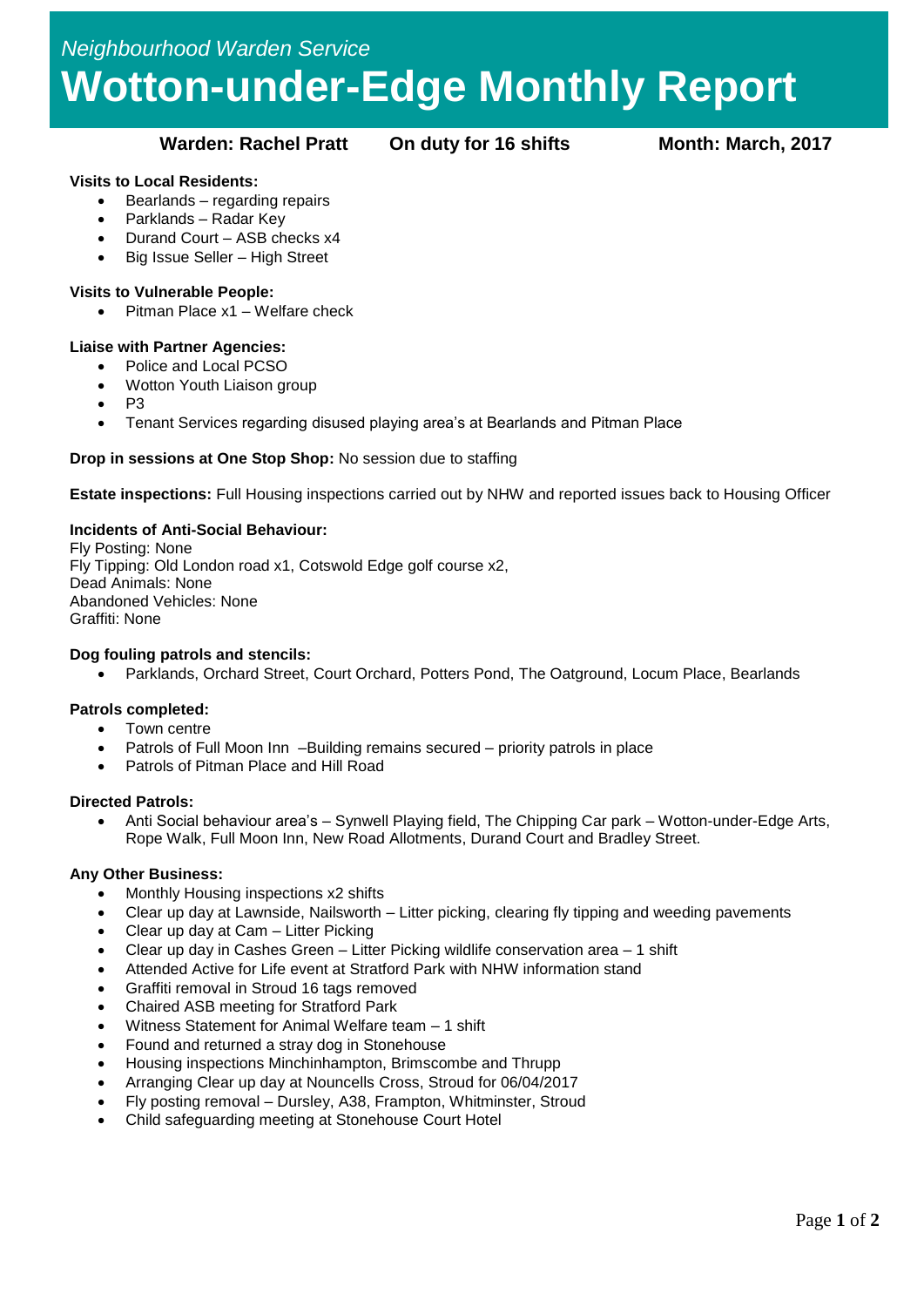*Neighbourhood Warden Service*

# Wotton-under-Edge Monthly Report

**Warden: Rachel Pratt** **On duty for 16 shifts** **Month: March, 2017**

**Visits to Local Residents:**

- Bearlands – regarding repairs
- Parklands – Radar Key
- Durand Court – ASB checks x4
- Big Issue Seller – High Street

**Visits to Vulnerable People:**

- Pitman Place x1 – Welfare check

**Liaise with Partner Agencies:**

- Police and Local PCSO
- Wotton Youth Liaison group
- P3
- Tenant Services regarding disused playing area's at Bearlands and Pitman Place

**Drop in sessions at One Stop Shop:** No session due to staffing

**Estate inspections:** Full Housing inspections carried out by NHW and reported issues back to Housing Officer

**Incidents of Anti-Social Behaviour:**
Fly Posting: None
Fly Tipping: Old London road x1, Cotswold Edge golf course x2,
Dead Animals: None
Abandoned Vehicles: None
Graffiti: None

**Dog fouling patrols and stencils:**

- Parklands, Orchard Street, Court Orchard, Potters Pond, The Oatground, Locum Place, Bearlands

**Patrols completed:**

- Town centre
- Patrols of Full Moon Inn –Building remains secured – priority patrols in place
- Patrols of Pitman Place and Hill Road

**Directed Patrols:**

- Anti Social behaviour area's – Synwell Playing field, The Chipping Car park – Wotton-under-Edge Arts, Rope Walk, Full Moon Inn, New Road Allotments, Durand Court and Bradley Street.

**Any Other Business:**

- Monthly Housing inspections x2 shifts
- Clear up day at Lawnside, Nailsworth – Litter picking, clearing fly tipping and weeding pavements
- Clear up day at Cam – Litter Picking
- Clear up day in Cashes Green – Litter Picking wildlife conservation area – 1 shift
- Attended Active for Life event at Stratford Park with NHW information stand
- Graffiti removal in Stroud 16 tags removed
- Chaired ASB meeting for Stratford Park
- Witness Statement for Animal Welfare team – 1 shift
- Found and returned a stray dog in Stonehouse
- Housing inspections Minchinhampton, Brimscombe and Thrupp
- Arranging Clear up day at Nouncells Cross, Stroud for 06/04/2017
- Fly posting removal – Dursley, A38, Frampton, Whitminster, Stroud
- Child safeguarding meeting at Stonehouse Court Hotel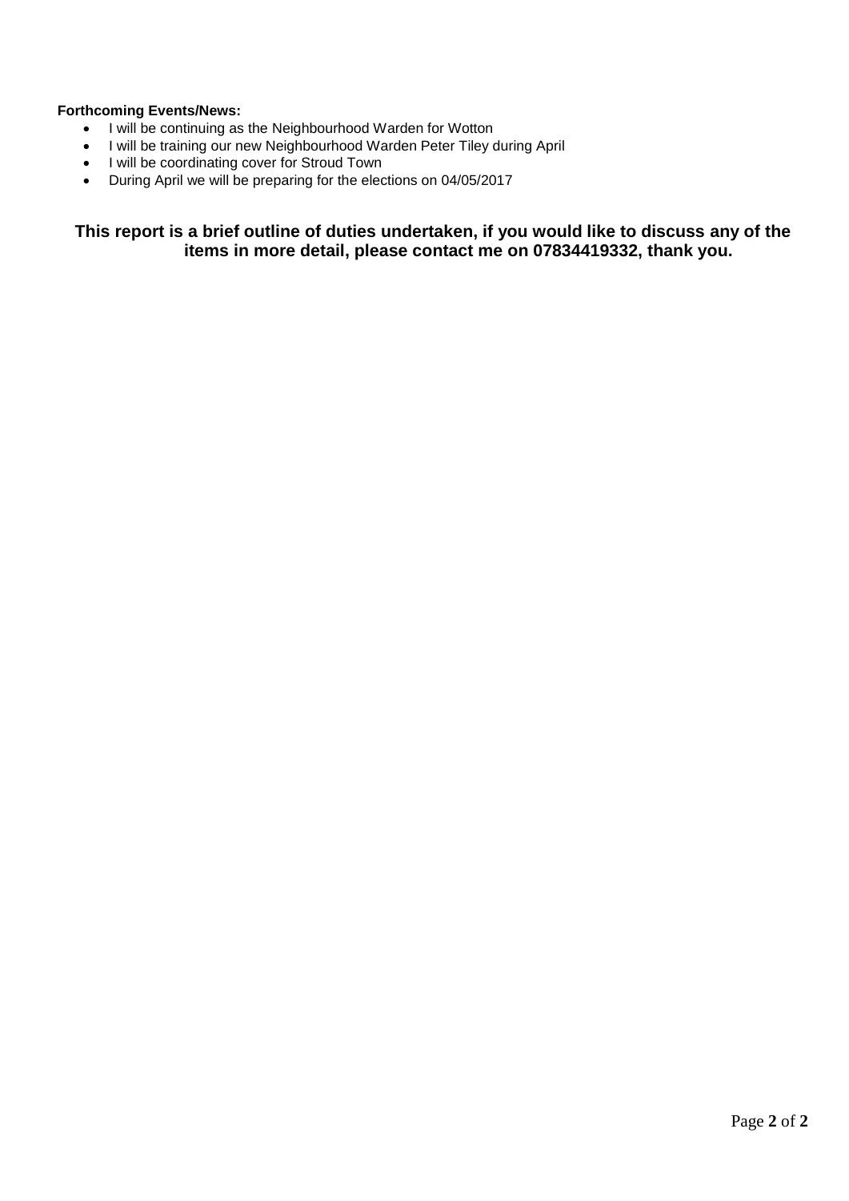**Forthcoming Events/News:**

- I will be continuing as the Neighbourhood Warden for Wotton
- I will be training our new Neighbourhood Warden Peter Tiley during April
- I will be coordinating cover for Stroud Town
- During April we will be preparing for the elections on 04/05/2017

**This report is a brief outline of duties undertaken, if you would like to discuss any of the items in more detail, please contact me on 07834419332, thank you.**